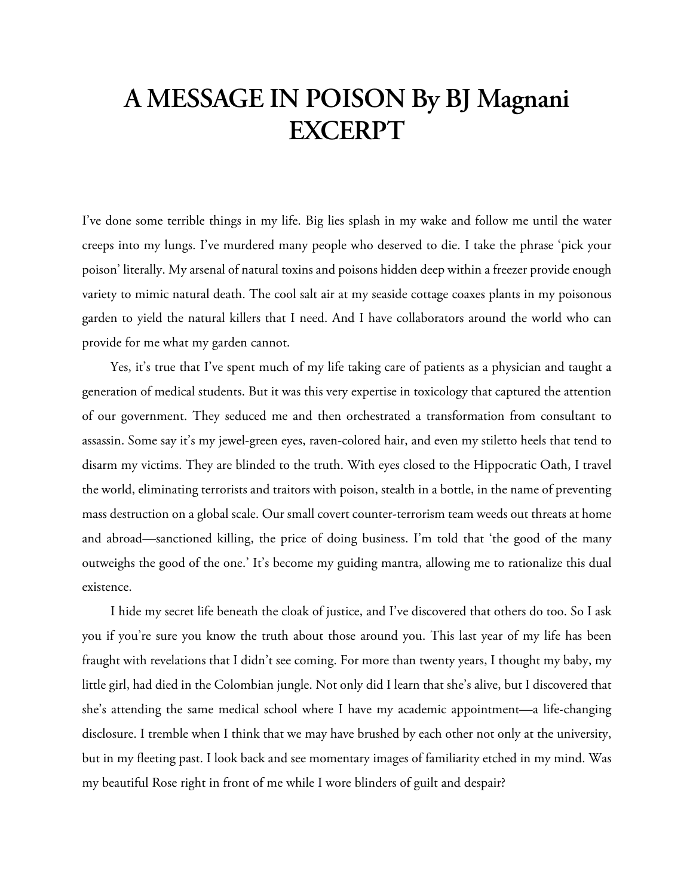# A MESSAGE IN POISON By BJ Magnani EXCERPT

I've done some terrible things in my life. Big lies splash in my wake and follow me until the water creeps into my lungs. I've murdered many people who deserved to die. I take the phrase 'pick your poison' literally. My arsenal of natural toxins and poisons hidden deep within a freezer provide enough variety to mimic natural death. The cool salt air at my seaside cottage coaxes plants in my poisonous garden to yield the natural killers that I need. And I have collaborators around the world who can provide for me what my garden cannot.

Yes, it's true that I've spent much of my life taking care of patients as a physician and taught a generation of medical students. But it was this very expertise in toxicology that captured the attention of our government. They seduced me and then orchestrated a transformation from consultant to assassin. Some say it's my jewel-green eyes, raven-colored hair, and even my stiletto heels that tend to disarm my victims. They are blinded to the truth. With eyes closed to the Hippocratic Oath, I travel the world, eliminating terrorists and traitors with poison, stealth in a bottle, in the name of preventing mass destruction on a global scale. Our small covert counter-terrorism team weeds out threats at home and abroad—sanctioned killing, the price of doing business. I'm told that 'the good of the many outweighs the good of the one.' It's become my guiding mantra, allowing me to rationalize this dual existence.

I hide my secret life beneath the cloak of justice, and I've discovered that others do too. So I ask you if you're sure you know the truth about those around you. This last year of my life has been fraught with revelations that I didn't see coming. For more than twenty years, I thought my baby, my little girl, had died in the Colombian jungle. Not only did I learn that she's alive, but I discovered that she's attending the same medical school where I have my academic appointment—a life-changing disclosure. I tremble when I think that we may have brushed by each other not only at the university, but in my fleeting past. I look back and see momentary images of familiarity etched in my mind. Was my beautiful Rose right in front of me while I wore blinders of guilt and despair?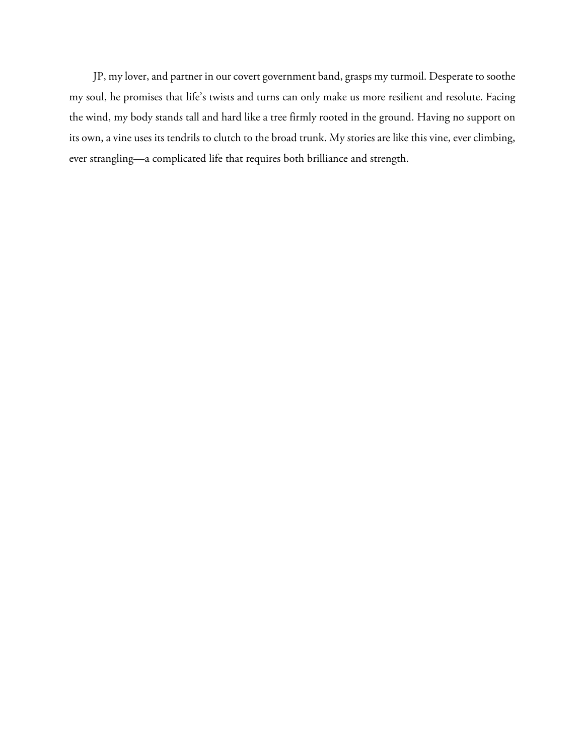JP, my lover, and partner in our covert government band, grasps my turmoil. Desperate to soothe my soul, he promises that life's twists and turns can only make us more resilient and resolute. Facing the wind, my body stands tall and hard like a tree firmly rooted in the ground. Having no support on its own, a vine uses its tendrils to clutch to the broad trunk. My stories are like this vine, ever climbing, ever strangling—a complicated life that requires both brilliance and strength.